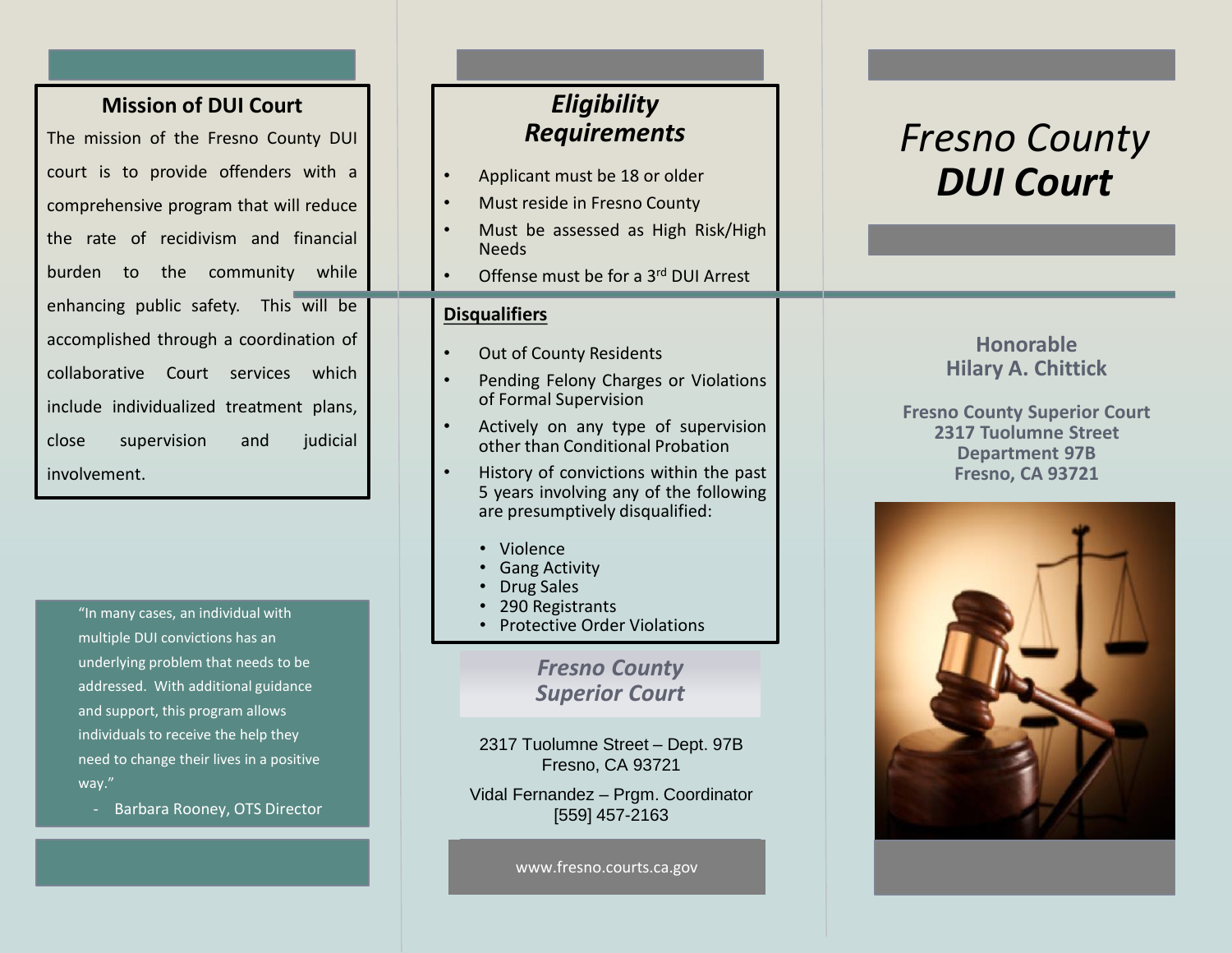## Mission of DUI Court

The mission of the Fresno County DUI court is to provide offenders with a comprehensive program that will reduce the rate of recidivism and financial burden to the community while enhancing public safety. This will be accomplished through a coordination of collaborative Court services which include individualized treatment plans, close supervision and judicial involvement.

"In many cases, an individual with multiple DUI convictions has an underlying problem that needs to be addressed. With additional guidance and support, this program allows individuals to receive the help they need to change their lives in a positive way."

- Barbara Rooney, OTS Director

## *Eligibility Requirements*

- Applicant must be 18 or older
- Must reside in Fresno County
- Must be assessed as High Risk/High Needs
- Offense must be for a 3rd DUI Arrest

### Disqualifiers

- Out of County Residents
- Pending Felony Charges or Violations of Formal Supervision
- Actively on any type of supervision other than Conditional Probation
- History of convictions within the past 5 years involving any of the following are presumptively disqualified:
  - Violence
  - Gang Activity
  - Drug Sales
  - 290 Registrants
  - Protective Order Violations

***Fresno County Superior Court***

2317 Tuolumne Street – Dept. 97B
Fresno, CA 93721

Vidal Fernandez – Prgm. Coordinator
[559] 457-2163

www.fresno.courts.ca.gov

# *Fresno County* ***DUI Court***

**Honorable**
**Hilary A. Chittick**

**Fresno County Superior Court**
**2317 Tuolumne Street**
**Department 97B**
**Fresno, CA 93721**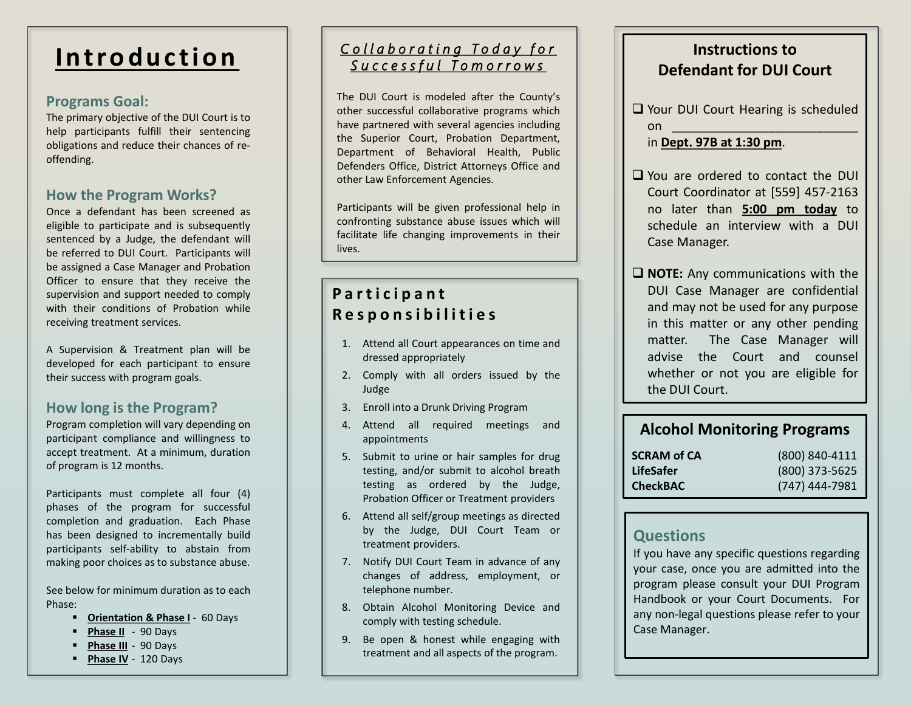# Introduction

## Programs Goal:

The primary objective of the DUI Court is to help participants fulfill their sentencing obligations and reduce their chances of re-offending.

## How the Program Works?

Once a defendant has been screened as eligible to participate and is subsequently sentenced by a Judge, the defendant will be referred to DUI Court. Participants will be assigned a Case Manager and Probation Officer to ensure that they receive the supervision and support needed to comply with their conditions of Probation while receiving treatment services.

A Supervision & Treatment plan will be developed for each participant to ensure their success with program goals.

## How long is the Program?

Program completion will vary depending on participant compliance and willingness to accept treatment. At a minimum, duration of program is 12 months.

Participants must complete all four (4) phases of the program for successful completion and graduation. Each Phase has been designed to incrementally build participants self-ability to abstain from making poor choices as to substance abuse.

See below for minimum duration as to each Phase:

- **Orientation & Phase I** - 60 Days
- **Phase II** - 90 Days
- **Phase III** - 90 Days
- **Phase IV** - 120 Days

## *Collaborating Today for Successful Tomorrows*

The DUI Court is modeled after the County's other successful collaborative programs which have partnered with several agencies including the Superior Court, Probation Department, Department of Behavioral Health, Public Defenders Office, District Attorneys Office and other Law Enforcement Agencies.

Participants will be given professional help in confronting substance abuse issues which will facilitate life changing improvements in their lives.

## Participant Responsibilities

1. Attend all Court appearances on time and dressed appropriately
2. Comply with all orders issued by the Judge
3. Enroll into a Drunk Driving Program
4. Attend all required meetings and appointments
5. Submit to urine or hair samples for drug testing, and/or submit to alcohol breath testing as ordered by the Judge, Probation Officer or Treatment providers
6. Attend all self/group meetings as directed by the Judge, DUI Court Team or treatment providers.
7. Notify DUI Court Team in advance of any changes of address, employment, or telephone number.
8. Obtain Alcohol Monitoring Device and comply with testing schedule.
9. Be open & honest while engaging with treatment and all aspects of the program.

## Instructions to Defendant for DUI Court

- ❑ Your DUI Court Hearing is scheduled on ___________________________ in **Dept. 97B at 1:30 pm**.
- ❑ You are ordered to contact the DUI Court Coordinator at [559] 457-2163 no later than **5:00 pm today** to schedule an interview with a DUI Case Manager.
- ❑ **NOTE:** Any communications with the DUI Case Manager are confidential and may not be used for any purpose in this matter or any other pending matter. The Case Manager will advise the Court and counsel whether or not you are eligible for the DUI Court.

## Alcohol Monitoring Programs

| | |
|---|---|
| **SCRAM of CA** | (800) 840-4111 |
| **LifeSafer** | (800) 373-5625 |
| **CheckBAC** | (747) 444-7981 |

## Questions

If you have any specific questions regarding your case, once you are admitted into the program please consult your DUI Program Handbook or your Court Documents. For any non-legal questions please refer to your Case Manager.